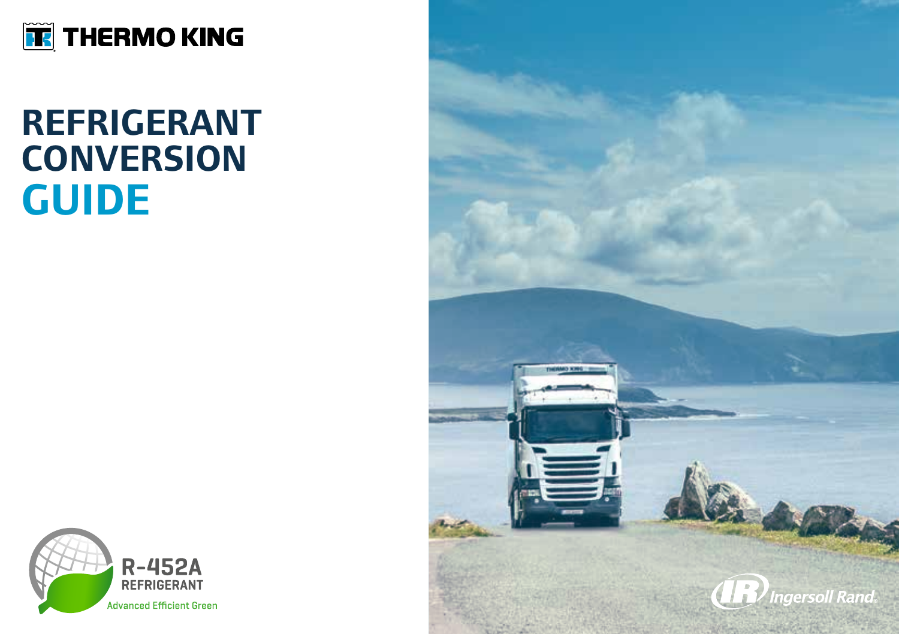THERMO KING

# REFRIGERANT CONVERSION GUIDE

R-452A REFRIGERANT

Advanced Efficient Green

Ingersoll Rand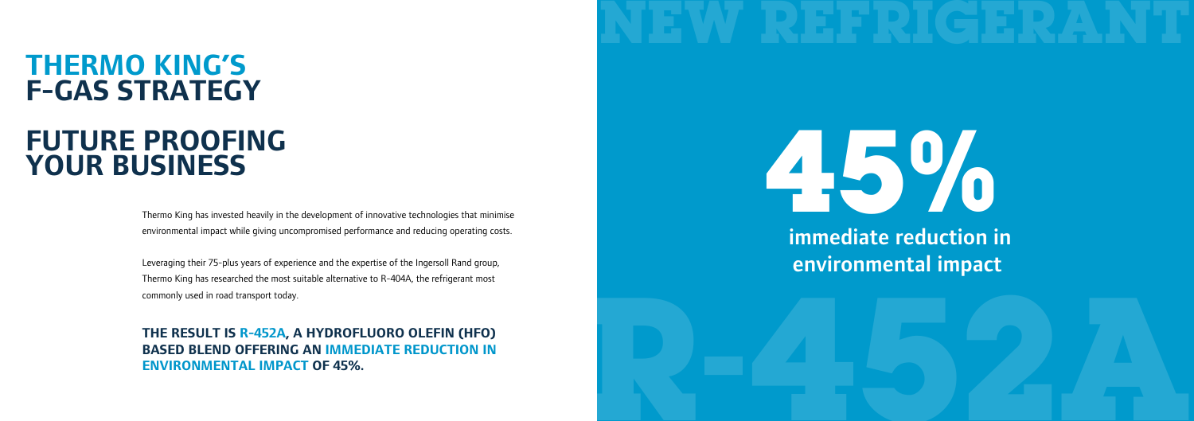# THERMO KING'S F-GAS STRATEGY

## FUTURE PROOFING YOUR BUSINESS

Thermo King has invested heavily in the development of innovative technologies that minimise environmental impact while giving uncompromised performance and reducing operating costs.

Leveraging their 75-plus years of experience and the expertise of the Ingersoll Rand group, Thermo King has researched the most suitable alternative to R-404A, the refrigerant most commonly used in road transport today.

**THE RESULT IS R-452A, A HYDROFLUORO OLEFIN (HFO) BASED BLEND OFFERING AN IMMEDIATE REDUCTION IN ENVIRONMENTAL IMPACT OF 45%.**

NEW REFRIGERANT

# 45%

**immediate reduction in environmental impact**

R-452A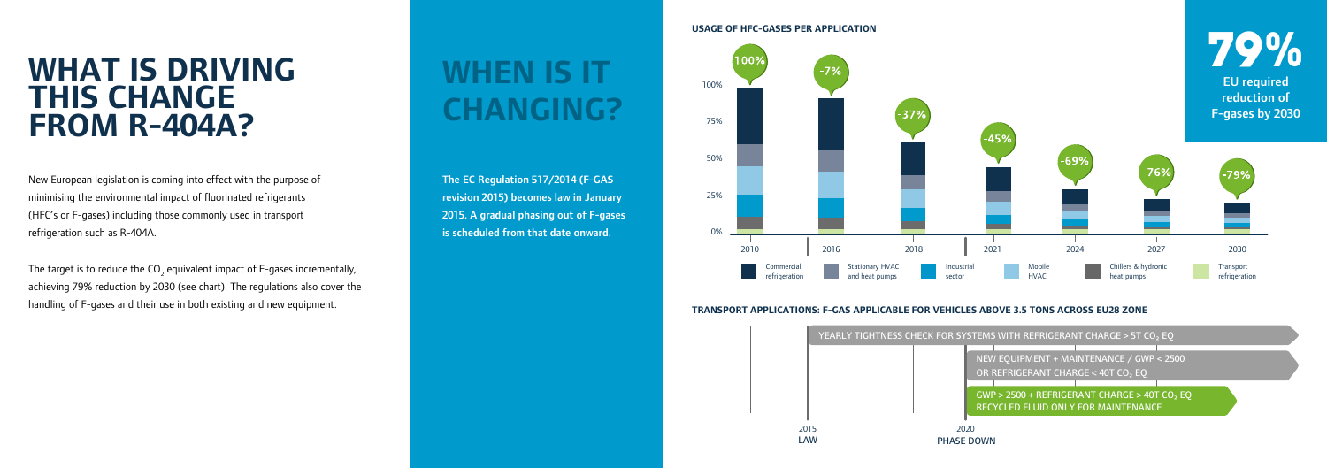# WHAT IS DRIVING THIS CHANGE FROM R-404A?

New European legislation is coming into effect with the purpose of minimising the environmental impact of fluorinated refrigerants (HFC's or F-gases) including those commonly used in transport refrigeration such as R-404A.

The target is to reduce the $CO_2$ equivalent impact of F-gases incrementally, achieving 79% reduction by 2030 (see chart). The regulations also cover the handling of F-gases and their use in both existing and new equipment.

# WHEN IS IT CHANGING?

**The EC Regulation 517/2014 (F-GAS revision 2015) becomes law in January 2015. A gradual phasing out of F-gases is scheduled from that date onward.**

#### USAGE OF HFC-GASES PER APPLICATION

| Year | Usage |
| --- | --- |
| 2010 | 100% |
| 2016 | -7% |
| 2018 | -37% |
| 2021 | -45% |
| 2024 | -69% |
| 2027 | -76% |
| 2030 | -79% |

Legend: Commercial refrigeration, Stationary HVAC and heat pumps, Industrial sector, Mobile HVAC, Chillers & hydronic heat pumps, Transport refrigeration

**79%**
**EU required reduction of F-gases by 2030**

#### TRANSPORT APPLICATIONS: F-GAS APPLICABLE FOR VEHICLES ABOVE 3.5 TONS ACROSS EU28 ZONE

- YEARLY TIGHTNESS CHECK FOR SYSTEMS WITH REFRIGERANT CHARGE > 5T $CO_2$ EQ
- NEW EQUIPMENT + MAINTENANCE / GWP < 2500 OR REFRIGERANT CHARGE < 40T $CO_2$ EQ
- GWP > 2500 + REFRIGERANT CHARGE > 40T $CO_2$ EQ RECYCLED FLUID ONLY FOR MAINTENANCE

2015 LAW

2020 PHASE DOWN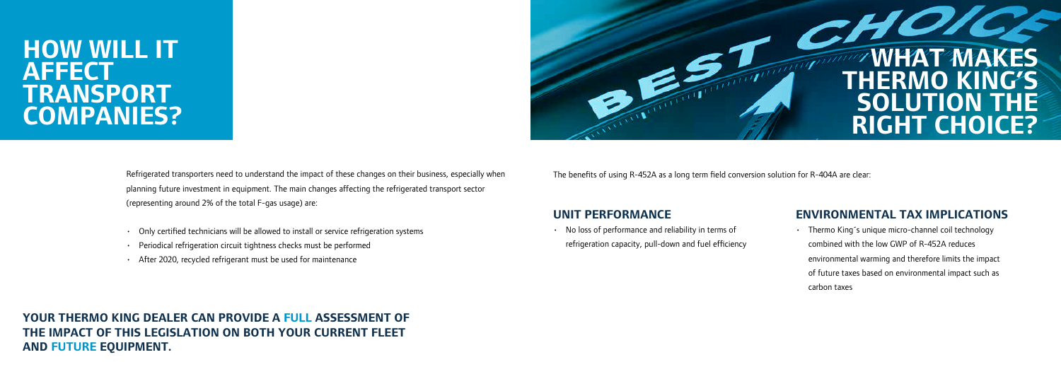# HOW WILL IT AFFECT TRANSPORT COMPANIES?

Refrigerated transporters need to understand the impact of these changes on their business, especially when planning future investment in equipment. The main changes affecting the refrigerated transport sector (representing around 2% of the total F-gas usage) are:

- Only certified technicians will be allowed to install or service refrigeration systems
- Periodical refrigeration circuit tightness checks must be performed
- After 2020, recycled refrigerant must be used for maintenance

**YOUR THERMO KING DEALER CAN PROVIDE A FULL ASSESSMENT OF THE IMPACT OF THIS LEGISLATION ON BOTH YOUR CURRENT FLEET AND FUTURE EQUIPMENT.**

# WHAT MAKES THERMO KING'S SOLUTION THE RIGHT CHOICE?

The benefits of using R-452A as a long term field conversion solution for R-404A are clear:

## UNIT PERFORMANCE

- No loss of performance and reliability in terms of refrigeration capacity, pull-down and fuel efficiency

## ENVIRONMENTAL TAX IMPLICATIONS

- Thermo King´s unique micro-channel coil technology combined with the low GWP of R-452A reduces environmental warming and therefore limits the impact of future taxes based on environmental impact such as carbon taxes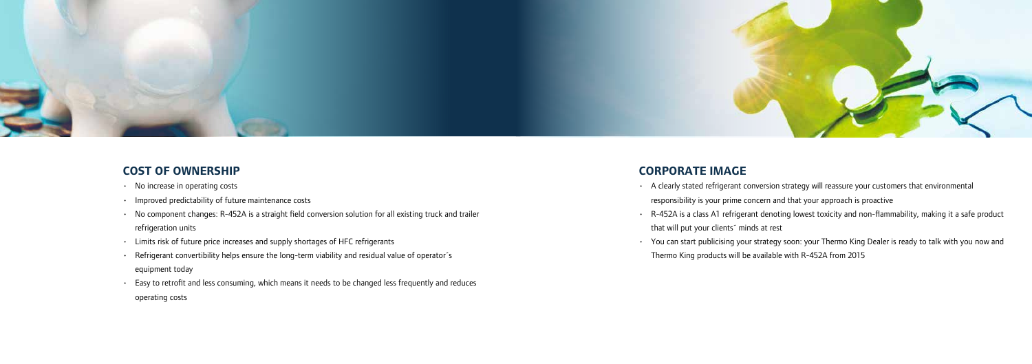## COST OF OWNERSHIP

- No increase in operating costs
- Improved predictability of future maintenance costs
- No component changes: R-452A is a straight field conversion solution for all existing truck and trailer refrigeration units
- Limits risk of future price increases and supply shortages of HFC refrigerants
- Refrigerant convertibility helps ensure the long-term viability and residual value of operator´s equipment today
- Easy to retrofit and less consuming, which means it needs to be changed less frequently and reduces operating costs

## CORPORATE IMAGE

- A clearly stated refrigerant conversion strategy will reassure your customers that environmental responsibility is your prime concern and that your approach is proactive
- R-452A is a class A1 refrigerant denoting lowest toxicity and non-flammability, making it a safe product that will put your clients´ minds at rest
- You can start publicising your strategy soon: your Thermo King Dealer is ready to talk with you now and Thermo King products will be available with R-452A from 2015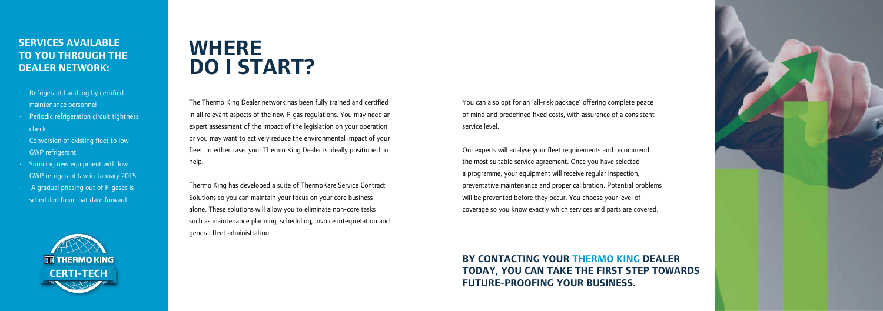## SERVICES AVAILABLE TO YOU THROUGH THE DEALER NETWORK:

- Refrigerant handling by certified maintenance personnel
- Periodic refrigeration circuit tightness check
- Conversion of existing fleet to low GWP refrigerant
- Sourcing new equipment with low GWP refrigerant law in January 2015
- A gradual phasing out of F-gases is scheduled from that date forward

THERMO KING CERTI-TECH

# WHERE DO I START?

The Thermo King Dealer network has been fully trained and certified in all relevant aspects of the new F-gas regulations. You may need an expert assessment of the impact of the legislation on your operation or you may want to actively reduce the environmental impact of your fleet. In either case, your Thermo King Dealer is ideally positioned to help.

Thermo King has developed a suite of ThermoKare Service Contract Solutions so you can maintain your focus on your core business alone. These solutions will allow you to eliminate non-core tasks such as maintenance planning, scheduling, invoice interpretation and general fleet administration.

You can also opt for an 'all-risk package' offering complete peace of mind and predefined fixed costs, with assurance of a consistent service level.

Our experts will analyse your fleet requirements and recommend the most suitable service agreement. Once you have selected a programme, your equipment will receive regular inspection, preventative maintenance and proper calibration. Potential problems will be prevented before they occur. You choose your level of coverage so you know exactly which services and parts are covered.

**BY CONTACTING YOUR THERMO KING DEALER TODAY, YOU CAN TAKE THE FIRST STEP TOWARDS FUTURE-PROOFING YOUR BUSINESS.**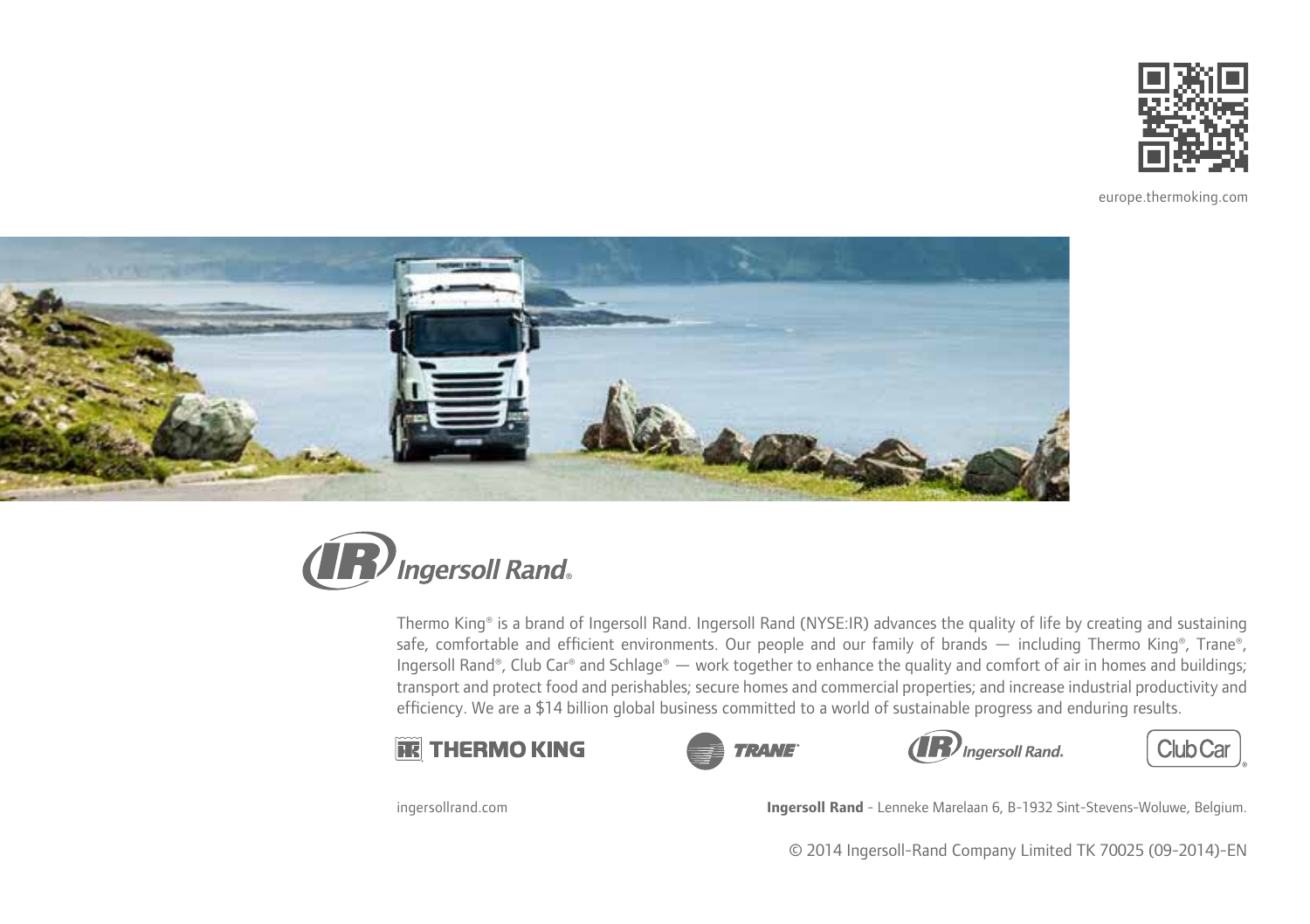europe.thermoking.com

Ingersoll Rand

Thermo King® is a brand of Ingersoll Rand. Ingersoll Rand (NYSE:IR) advances the quality of life by creating and sustaining safe, comfortable and efficient environments. Our people and our family of brands — including Thermo King®, Trane®, Ingersoll Rand®, Club Car® and Schlage® — work together to enhance the quality and comfort of air in homes and buildings; transport and protect food and perishables; secure homes and commercial properties; and increase industrial productivity and efficiency. We are a $14 billion global business committed to a world of sustainable progress and enduring results.

THERMO KING TRANE Ingersoll Rand Club Car

ingersollrand.com

**Ingersoll Rand** - Lenneke Marelaan 6, B-1932 Sint-Stevens-Woluwe, Belgium.

© 2014 Ingersoll-Rand Company Limited TK 70025 (09-2014)-EN